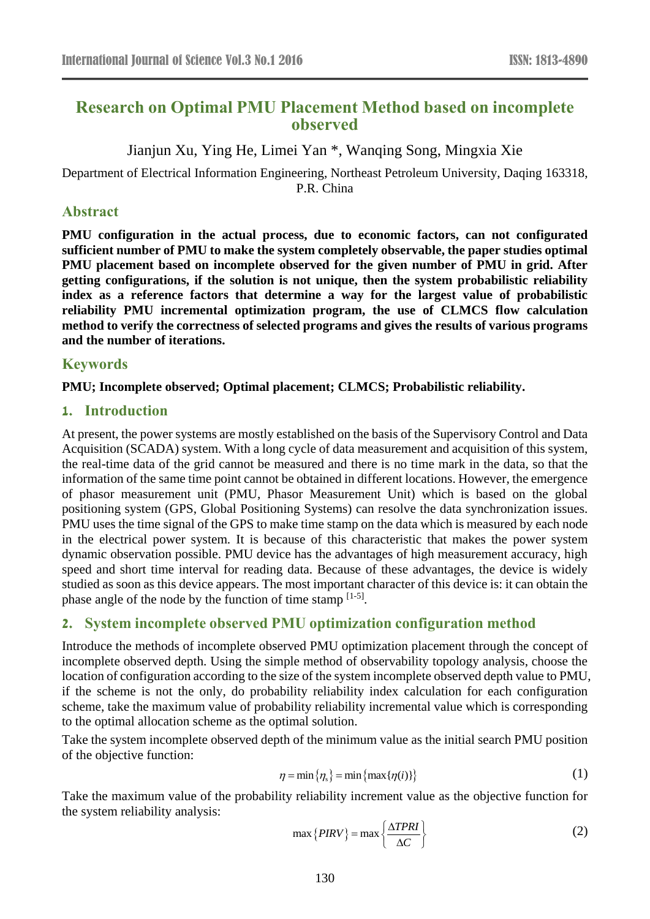# Research on Optimal PMU Placement Method based on incomplete observed

Jianjun Xu, Ying He, Limei Yan *, Wanqing Song, Mingxia Xie

Department of Electrical Information Engineering, Northeast Petroleum University, Daqing 163318, P.R. China

## Abstract

**PMU configuration in the actual process, due to economic factors, can not configurated sufficient number of PMU to make the system completely observable, the paper studies optimal PMU placement based on incomplete observed for the given number of PMU in grid. After getting configurations, if the solution is not unique, then the system probabilistic reliability index as a reference factors that determine a way for the largest value of probabilistic reliability PMU incremental optimization program, the use of CLMCS flow calculation method to verify the correctness of selected programs and gives the results of various programs and the number of iterations.**

## Keywords

**PMU; Incomplete observed; Optimal placement; CLMCS; Probabilistic reliability.**

## 1. Introduction

At present, the power systems are mostly established on the basis of the Supervisory Control and Data Acquisition (SCADA) system. With a long cycle of data measurement and acquisition of this system, the real-time data of the grid cannot be measured and there is no time mark in the data, so that the information of the same time point cannot be obtained in different locations. However, the emergence of phasor measurement unit (PMU, Phasor Measurement Unit) which is based on the global positioning system (GPS, Global Positioning Systems) can resolve the data synchronization issues. PMU uses the time signal of the GPS to make time stamp on the data which is measured by each node in the electrical power system. It is because of this characteristic that makes the power system dynamic observation possible. PMU device has the advantages of high measurement accuracy, high speed and short time interval for reading data. Because of these advantages, the device is widely studied as soon as this device appears. The most important character of this device is: it can obtain the phase angle of the node by the function of time stamp [1-5].

## 2. System incomplete observed PMU optimization configuration method

Introduce the methods of incomplete observed PMU optimization placement through the concept of incomplete observed depth. Using the simple method of observability topology analysis, choose the location of configuration according to the size of the system incomplete observed depth value to PMU, if the scheme is not the only, do probability reliability index calculation for each configuration scheme, take the maximum value of probability reliability incremental value which is corresponding to the optimal allocation scheme as the optimal solution.

Take the system incomplete observed depth of the minimum value as the initial search PMU position of the objective function:

$$\eta = \min\{\eta_s\} = \min\{\max\{\eta(i)\}\} \tag{1}$$

Take the maximum value of the probability reliability increment value as the objective function for the system reliability analysis:

$$\max\{PIRV\} = \max\left\{\frac{\Delta TPRI}{\Delta C}\right\} \tag{2}$$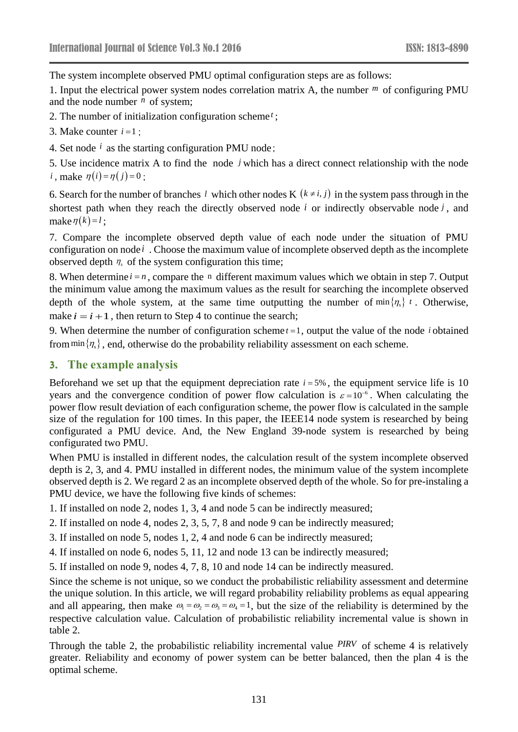The system incomplete observed PMU optimal configuration steps are as follows:

1. Input the electrical power system nodes correlation matrix A, the number $m$ of configuring PMU and the node number $n$ of system;

2. The number of initialization configuration scheme $t$;

3. Make counter $i = 1$;

4. Set node $i$ as the starting configuration PMU node;

5. Use incidence matrix A to find the node $j$ which has a direct connect relationship with the node $i$, make $\eta(i) = \eta(j) = 0$;

6. Search for the number of branches $l$ which other nodes K $(k \neq i, j)$ in the system pass through in the shortest path when they reach the directly observed node $i$ or indirectly observable node $j$, and make $\eta(k) = l$;

7. Compare the incomplete observed depth value of each node under the situation of PMU configuration on node $i$ . Choose the maximum value of incomplete observed depth as the incomplete observed depth $\eta_s$ of the system configuration this time;

8. When determine $i = n$, compare the n different maximum values which we obtain in step 7. Output the minimum value among the maximum values as the result for searching the incomplete observed depth of the whole system, at the same time outputting the number of $\min\{\eta_s\}$ $t$. Otherwise, make $\boldsymbol{i = i+1}$, then return to Step 4 to continue the search;

9. When determine the number of configuration scheme $t = 1$, output the value of the node $i$ obtained from $\min\{\eta_s\}$, end, otherwise do the probability reliability assessment on each scheme.

## 3. The example analysis

Beforehand we set up that the equipment depreciation rate $i = 5\%$, the equipment service life is 10 years and the convergence condition of power flow calculation is $\varepsilon = 10^{-6}$. When calculating the power flow result deviation of each configuration scheme, the power flow is calculated in the sample size of the regulation for 100 times. In this paper, the IEEE14 node system is researched by being configurated a PMU device. And, the New England 39-node system is researched by being configurated two PMU.

When PMU is installed in different nodes, the calculation result of the system incomplete observed depth is 2, 3, and 4. PMU installed in different nodes, the minimum value of the system incomplete observed depth is 2. We regard 2 as an incomplete observed depth of the whole. So for pre-instaling a PMU device, we have the following five kinds of schemes:

1. If installed on node 2, nodes 1, 3, 4 and node 5 can be indirectly measured;
2. If installed on node 4, nodes 2, 3, 5, 7, 8 and node 9 can be indirectly measured;
3. If installed on node 5, nodes 1, 2, 4 and node 6 can be indirectly measured;
4. If installed on node 6, nodes 5, 11, 12 and node 13 can be indirectly measured;
5. If installed on node 9, nodes 4, 7, 8, 10 and node 14 can be indirectly measured.

Since the scheme is not unique, so we conduct the probabilistic reliability assessment and determine the unique solution. In this article, we will regard probability reliability problems as equal appearing and all appearing, then make $\omega_1 = \omega_2 = \omega_3 = \omega_4 = 1$, but the size of the reliability is determined by the respective calculation value. Calculation of probabilistic reliability incremental value is shown in table 2.

Through the table 2, the probabilistic reliability incremental value $PIRV$ of scheme 4 is relatively greater. Reliability and economy of power system can be better balanced, then the plan 4 is the optimal scheme.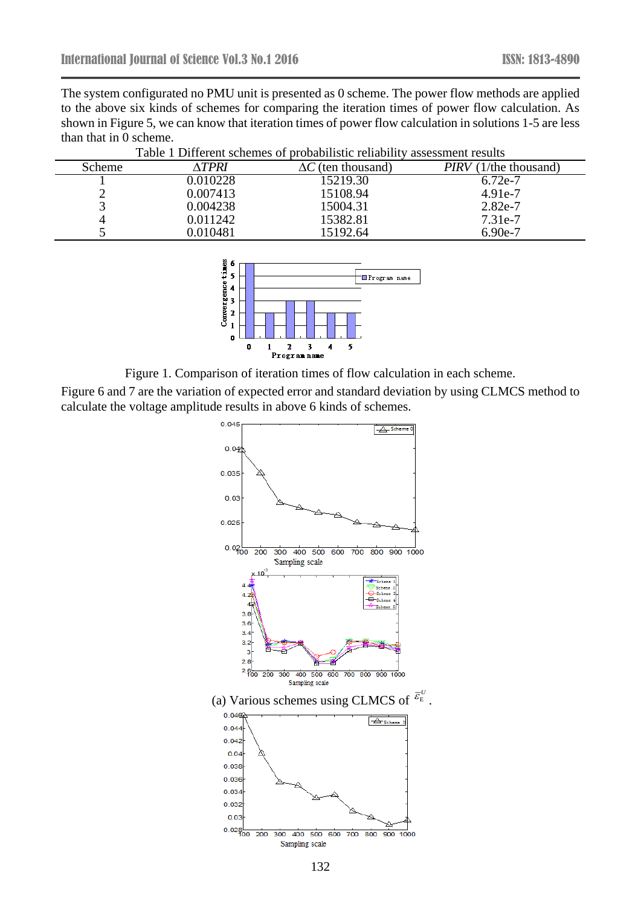The system configurated no PMU unit is presented as 0 scheme. The power flow methods are applied to the above six kinds of schemes for comparing the iteration times of power flow calculation. As shown in Figure 5, we can know that iteration times of power flow calculation in solutions 1-5 are less than that in 0 scheme.

Table 1 Different schemes of probabilistic reliability assessment results

| Scheme | $\Delta TPRI$ | $\Delta C$ (ten thousand) | $PIRV$ (1/the thousand) |
|---|---|---|---|
| 1 | 0.010228 | 15219.30 | 6.72e-7 |
| 2 | 0.007413 | 15108.94 | 4.91e-7 |
| 3 | 0.004238 | 15004.31 | 2.82e-7 |
| 4 | 0.011242 | 15382.81 | 7.31e-7 |
| 5 | 0.010481 | 15192.64 | 6.90e-7 |

Figure 1. Comparison of iteration times of flow calculation in each scheme.

Figure 6 and 7 are the variation of expected error and standard deviation by using CLMCS method to calculate the voltage amplitude results in above 6 kinds of schemes.

(a) Various schemes using CLMCS of $\bar{\varepsilon}_{E}^{U}$.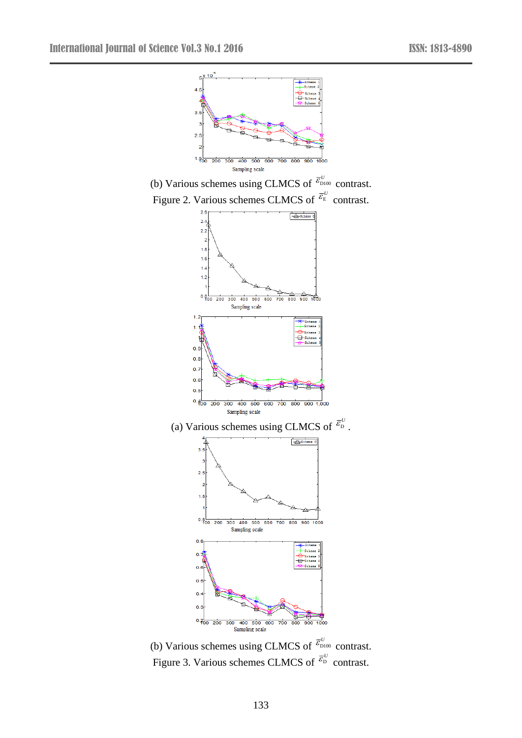(b) Various schemes using CLMCS of $\bar{\varepsilon}_{D100}^{U}$ contrast.

Figure 2. Various schemes CLMCS of $\bar{\varepsilon}_{E}^{U}$ contrast.

(a) Various schemes using CLMCS of $\bar{\varepsilon}_{D}^{U}$.

(b) Various schemes using CLMCS of $\bar{\varepsilon}_{D100}^{U}$ contrast.

Figure 3. Various schemes CLMCS of $\bar{\varepsilon}_{D}^{U}$ contrast.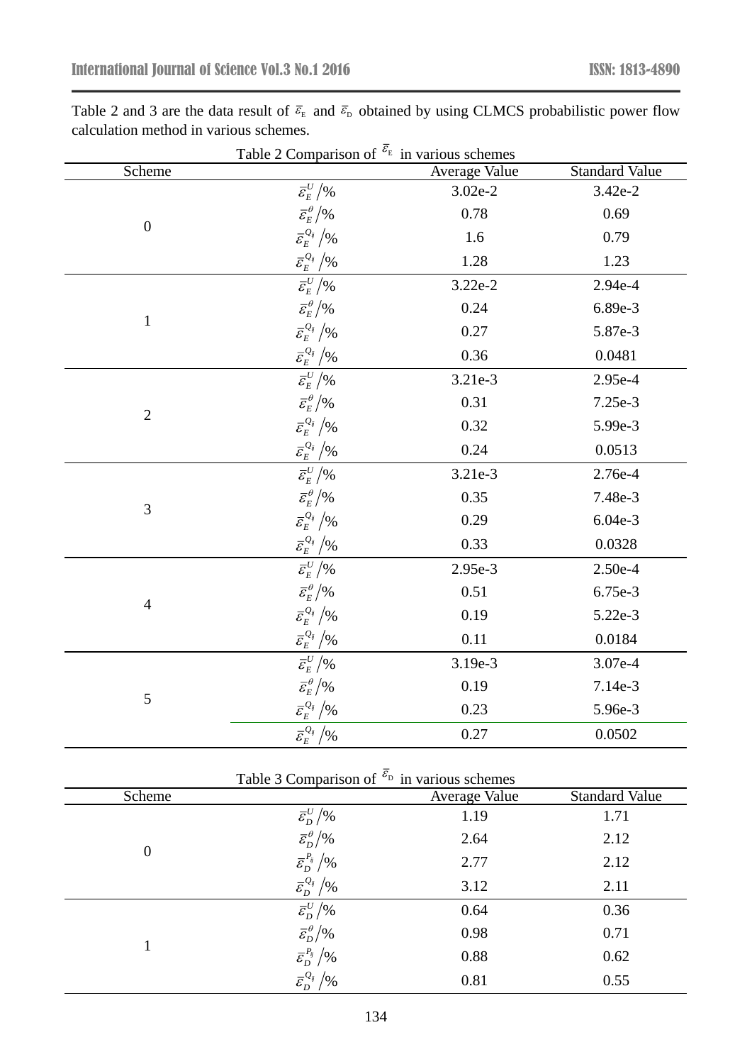Table 2 and 3 are the data result of $\bar{\varepsilon}_E$ and $\bar{\varepsilon}_D$ obtained by using CLMCS probabilistic power flow calculation method in various schemes.

Table 2 Comparison of $\bar{\varepsilon}_E$ in various schemes

| Scheme | | Average Value | Standard Value |
|---|---|---|---|
| 0 | $\bar{\varepsilon}_E^U/\%$ | 3.02e-2 | 3.42e-2 |
| | $\bar{\varepsilon}_E^\theta/\%$ | 0.78 | 0.69 |
| | $\bar{\varepsilon}_E^{Q_{ij}}/\%$ | 1.6 | 0.79 |
| | $\bar{\varepsilon}_E^{Q_{ij}}/\%$ | 1.28 | 1.23 |
| 1 | $\bar{\varepsilon}_E^U/\%$ | 3.22e-2 | 2.94e-4 |
| | $\bar{\varepsilon}_E^\theta/\%$ | 0.24 | 6.89e-3 |
| | $\bar{\varepsilon}_E^{Q_{ij}}/\%$ | 0.27 | 5.87e-3 |
| | $\bar{\varepsilon}_E^{Q_{ij}}/\%$ | 0.36 | 0.0481 |
| 2 | $\bar{\varepsilon}_E^U/\%$ | 3.21e-3 | 2.95e-4 |
| | $\bar{\varepsilon}_E^\theta/\%$ | 0.31 | 7.25e-3 |
| | $\bar{\varepsilon}_E^{Q_{ij}}/\%$ | 0.32 | 5.99e-3 |
| | $\bar{\varepsilon}_E^{Q_{ij}}/\%$ | 0.24 | 0.0513 |
| 3 | $\bar{\varepsilon}_E^U/\%$ | 3.21e-3 | 2.76e-4 |
| | $\bar{\varepsilon}_E^\theta/\%$ | 0.35 | 7.48e-3 |
| | $\bar{\varepsilon}_E^{Q_{ij}}/\%$ | 0.29 | 6.04e-3 |
| | $\bar{\varepsilon}_E^{Q_{ij}}/\%$ | 0.33 | 0.0328 |
| 4 | $\bar{\varepsilon}_E^U/\%$ | 2.95e-3 | 2.50e-4 |
| | $\bar{\varepsilon}_E^\theta/\%$ | 0.51 | 6.75e-3 |
| | $\bar{\varepsilon}_E^{Q_{ij}}/\%$ | 0.19 | 5.22e-3 |
| | $\bar{\varepsilon}_E^{Q_{ij}}/\%$ | 0.11 | 0.0184 |
| 5 | $\bar{\varepsilon}_E^U/\%$ | 3.19e-3 | 3.07e-4 |
| | $\bar{\varepsilon}_E^\theta/\%$ | 0.19 | 7.14e-3 |
| | $\bar{\varepsilon}_E^{Q_{ij}}/\%$ | 0.23 | 5.96e-3 |
| | $\bar{\varepsilon}_E^{Q_{ij}}/\%$ | 0.27 | 0.0502 |

Table 3 Comparison of $\bar{\varepsilon}_D$ in various schemes

| Scheme | | Average Value | Standard Value |
|---|---|---|---|
| 0 | $\bar{\varepsilon}_D^U/\%$ | 1.19 | 1.71 |
| | $\bar{\varepsilon}_D^\theta/\%$ | 2.64 | 2.12 |
| | $\bar{\varepsilon}_D^{P_{ij}}/\%$ | 2.77 | 2.12 |
| | $\bar{\varepsilon}_D^{Q_{ij}}/\%$ | 3.12 | 2.11 |
| 1 | $\bar{\varepsilon}_D^U/\%$ | 0.64 | 0.36 |
| | $\bar{\varepsilon}_D^\theta/\%$ | 0.98 | 0.71 |
| | $\bar{\varepsilon}_D^{P_{ij}}/\%$ | 0.88 | 0.62 |
| | $\bar{\varepsilon}_D^{Q_{ij}}/\%$ | 0.81 | 0.55 |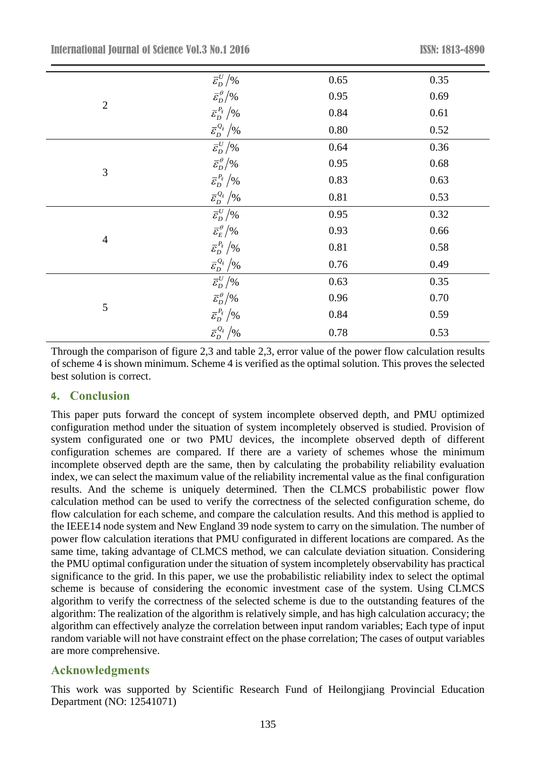| | | | |
|---|---|---|---|
| 2 | $\bar{\varepsilon}_D^U/\%$ | 0.65 | 0.35 |
| | $\bar{\varepsilon}_D^\theta/\%$ | 0.95 | 0.69 |
| | $\bar{\varepsilon}_D^{P_{ij}}/\%$ | 0.84 | 0.61 |
| | $\bar{\varepsilon}_D^{Q_{ij}}/\%$ | 0.80 | 0.52 |
| 3 | $\bar{\varepsilon}_D^U/\%$ | 0.64 | 0.36 |
| | $\bar{\varepsilon}_D^\theta/\%$ | 0.95 | 0.68 |
| | $\bar{\varepsilon}_D^{P_{ij}}/\%$ | 0.83 | 0.63 |
| | $\bar{\varepsilon}_D^{Q_{ij}}/\%$ | 0.81 | 0.53 |
| 4 | $\bar{\varepsilon}_D^U/\%$ | 0.95 | 0.32 |
| | $\bar{\varepsilon}_E^\theta/\%$ | 0.93 | 0.66 |
| | $\bar{\varepsilon}_D^{P_{ij}}/\%$ | 0.81 | 0.58 |
| | $\bar{\varepsilon}_D^{Q_{ij}}/\%$ | 0.76 | 0.49 |
| 5 | $\bar{\varepsilon}_D^U/\%$ | 0.63 | 0.35 |
| | $\bar{\varepsilon}_D^\theta/\%$ | 0.96 | 0.70 |
| | $\bar{\varepsilon}_D^{P_{ij}}/\%$ | 0.84 | 0.59 |
| | $\bar{\varepsilon}_D^{Q_{ij}}/\%$ | 0.78 | 0.53 |

Through the comparison of figure 2,3 and table 2,3, error value of the power flow calculation results of scheme 4 is shown minimum. Scheme 4 is verified as the optimal solution. This proves the selected best solution is correct.

## 4. Conclusion

This paper puts forward the concept of system incomplete observed depth, and PMU optimized configuration method under the situation of system incompletely observed is studied. Provision of system configurated one or two PMU devices, the incomplete observed depth of different configuration schemes are compared. If there are a variety of schemes whose the minimum incomplete observed depth are the same, then by calculating the probability reliability evaluation index, we can select the maximum value of the reliability incremental value as the final configuration results. And the scheme is uniquely determined. Then the CLMCS probabilistic power flow calculation method can be used to verify the correctness of the selected configuration scheme, do flow calculation for each scheme, and compare the calculation results. And this method is applied to the IEEE14 node system and New England 39 node system to carry on the simulation. The number of power flow calculation iterations that PMU configurated in different locations are compared. As the same time, taking advantage of CLMCS method, we can calculate deviation situation. Considering the PMU optimal configuration under the situation of system incompletely observability has practical significance to the grid. In this paper, we use the probabilistic reliability index to select the optimal scheme is because of considering the economic investment case of the system. Using CLMCS algorithm to verify the correctness of the selected scheme is due to the outstanding features of the algorithm: The realization of the algorithm is relatively simple, and has high calculation accuracy; the algorithm can effectively analyze the correlation between input random variables; Each type of input random variable will not have constraint effect on the phase correlation; The cases of output variables are more comprehensive.

## Acknowledgments

This work was supported by Scientific Research Fund of Heilongjiang Provincial Education Department (NO: 12541071)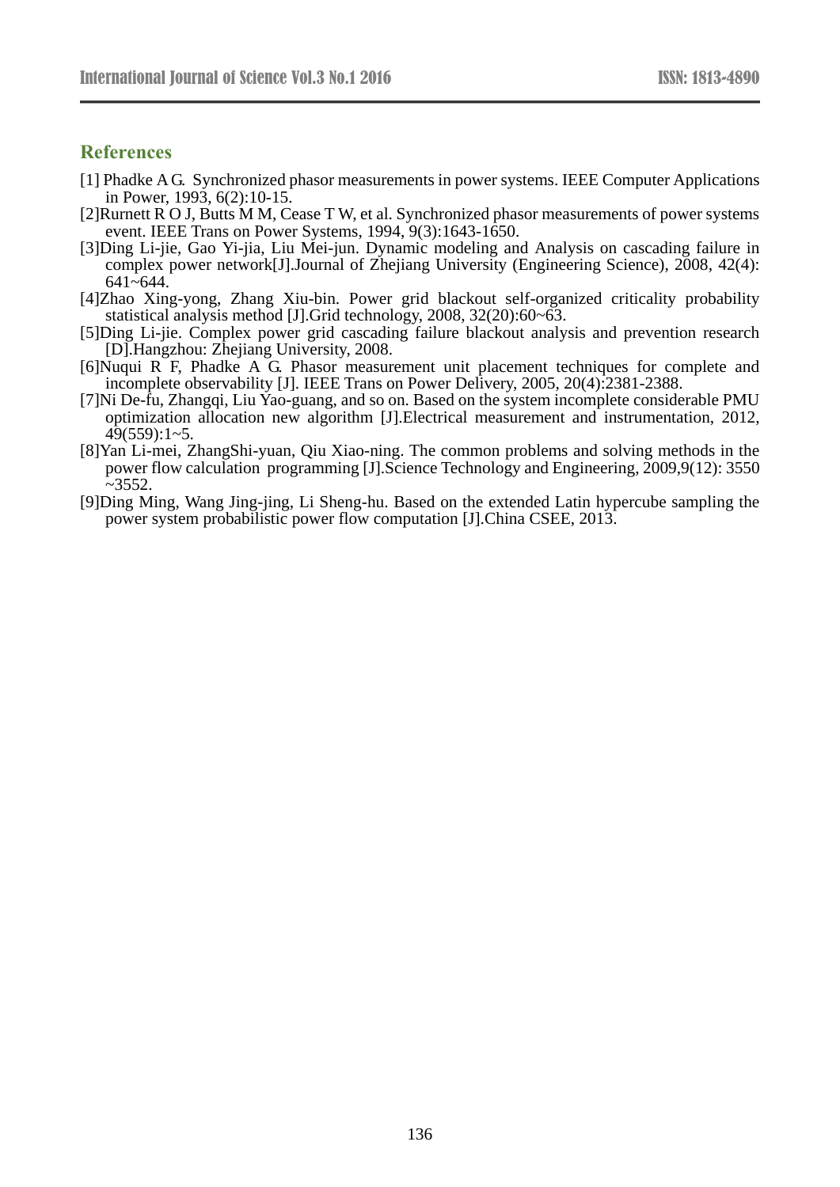## References

[1] Phadke A G. Synchronized phasor measurements in power systems. IEEE Computer Applications in Power, 1993, 6(2):10-15.

[2]Rurnett R O J, Butts M M, Cease T W, et al. Synchronized phasor measurements of power systems event. IEEE Trans on Power Systems, 1994, 9(3):1643-1650.

[3]Ding Li-jie, Gao Yi-jia, Liu Mei-jun. Dynamic modeling and Analysis on cascading failure in complex power network[J].Journal of Zhejiang University (Engineering Science), 2008, 42(4): 641~644.

[4]Zhao Xing-yong, Zhang Xiu-bin. Power grid blackout self-organized criticality probability statistical analysis method [J].Grid technology, 2008, 32(20):60~63.

[5]Ding Li-jie. Complex power grid cascading failure blackout analysis and prevention research [D].Hangzhou: Zhejiang University, 2008.

[6]Nuqui R F, Phadke A G. Phasor measurement unit placement techniques for complete and incomplete observability [J]. IEEE Trans on Power Delivery, 2005, 20(4):2381-2388.

[7]Ni De-fu, Zhangqi, Liu Yao-guang, and so on. Based on the system incomplete considerable PMU optimization allocation new algorithm [J].Electrical measurement and instrumentation, 2012, 49(559):1~5.

[8]Yan Li-mei, ZhangShi-yuan, Qiu Xiao-ning. The common problems and solving methods in the power flow calculation programming [J].Science Technology and Engineering, 2009,9(12): 3550 ~3552.

[9]Ding Ming, Wang Jing-jing, Li Sheng-hu. Based on the extended Latin hypercube sampling the power system probabilistic power flow computation [J].China CSEE, 2013.